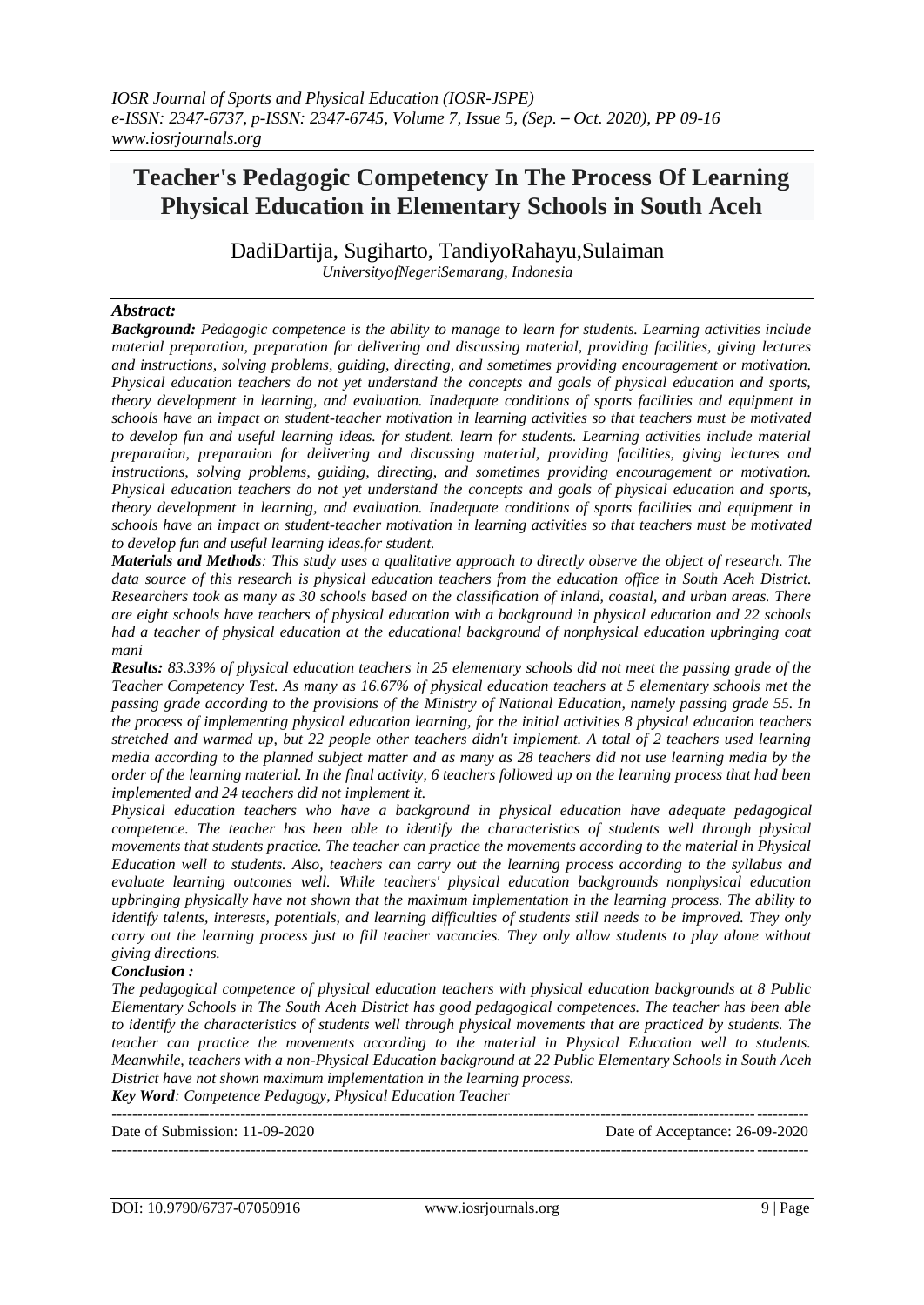# Teacher's Pedagogic Competency In The Process Of Learning Physical Education in Elementary Schools in South Aceh

DadiDartija, Sugiharto, TandiyoRahayu,Sulaiman

*UniversityofNegeriSemarang, Indonesia*

---

### *Abstract:*

***Background:*** *Pedagogic competence is the ability to manage to learn for students. Learning activities include material preparation, preparation for delivering and discussing material, providing facilities, giving lectures and instructions, solving problems, guiding, directing, and sometimes providing encouragement or motivation. Physical education teachers do not yet understand the concepts and goals of physical education and sports, theory development in learning, and evaluation. Inadequate conditions of sports facilities and equipment in schools have an impact on student-teacher motivation in learning activities so that teachers must be motivated to develop fun and useful learning ideas. for student. learn for students. Learning activities include material preparation, preparation for delivering and discussing material, providing facilities, giving lectures and instructions, solving problems, guiding, directing, and sometimes providing encouragement or motivation. Physical education teachers do not yet understand the concepts and goals of physical education and sports, theory development in learning, and evaluation. Inadequate conditions of sports facilities and equipment in schools have an impact on student-teacher motivation in learning activities so that teachers must be motivated to develop fun and useful learning ideas.for student.*

***Materials and Methods****: This study uses a qualitative approach to directly observe the object of research. The data source of this research is physical education teachers from the education office in South Aceh District. Researchers took as many as 30 schools based on the classification of inland, coastal, and urban areas. There are eight schools have teachers of physical education with a background in physical education and 22 schools had a teacher of physical education at the educational background of nonphysical education upbringing coat mani*

***Results:*** *83.33% of physical education teachers in 25 elementary schools did not meet the passing grade of the Teacher Competency Test. As many as 16.67% of physical education teachers at 5 elementary schools met the passing grade according to the provisions of the Ministry of National Education, namely passing grade 55. In the process of implementing physical education learning, for the initial activities 8 physical education teachers stretched and warmed up, but 22 people other teachers didn't implement. A total of 2 teachers used learning media according to the planned subject matter and as many as 28 teachers did not use learning media by the order of the learning material. In the final activity, 6 teachers followed up on the learning process that had been implemented and 24 teachers did not implement it.*

*Physical education teachers who have a background in physical education have adequate pedagogical competence. The teacher has been able to identify the characteristics of students well through physical movements that students practice. The teacher can practice the movements according to the material in Physical Education well to students. Also, teachers can carry out the learning process according to the syllabus and evaluate learning outcomes well. While teachers' physical education backgrounds nonphysical education upbringing physically have not shown that the maximum implementation in the learning process. The ability to identify talents, interests, potentials, and learning difficulties of students still needs to be improved. They only carry out the learning process just to fill teacher vacancies. They only allow students to play alone without giving directions.*

***Conclusion :***

*The pedagogical competence of physical education teachers with physical education backgrounds at 8 Public Elementary Schools in The South Aceh District has good pedagogical competences. The teacher has been able to identify the characteristics of students well through physical movements that are practiced by students. The teacher can practice the movements according to the material in Physical Education well to students. Meanwhile, teachers with a non-Physical Education background at 22 Public Elementary Schools in South Aceh District have not shown maximum implementation in the learning process.*

***Key Word****: Competence Pedagogy, Physical Education Teacher*

---

Date of Submission: 11-09-2020 Date of Acceptance: 26-09-2020

---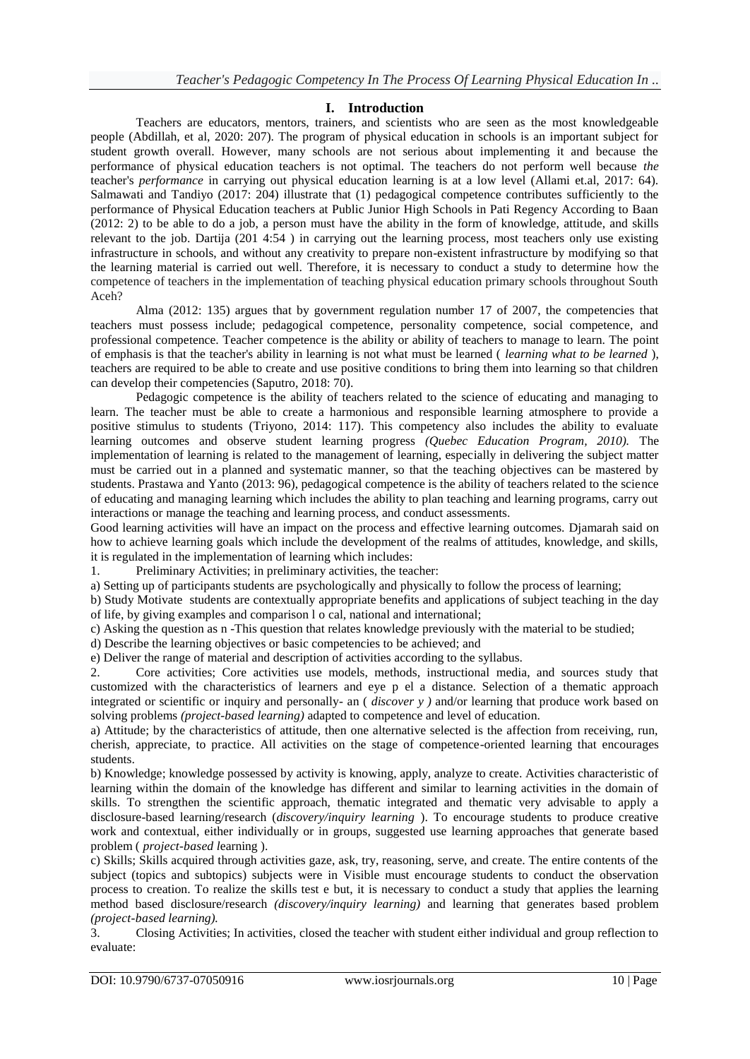## I. Introduction

Teachers are educators, mentors, trainers, and scientists who are seen as the most knowledgeable people (Abdillah, et al, 2020: 207). The program of physical education in schools is an important subject for student growth overall. However, many schools are not serious about implementing it and because the performance of physical education teachers is not optimal. The teachers do not perform well because *the* teacher's *performance* in carrying out physical education learning is at a low level (Allami et.al, 2017: 64). Salmawati and Tandiyo (2017: 204) illustrate that (1) pedagogical competence contributes sufficiently to the performance of Physical Education teachers at Public Junior High Schools in Pati Regency According to Baan (2012: 2) to be able to do a job, a person must have the ability in the form of knowledge, attitude, and skills relevant to the job. Dartija (201 4:54 ) in carrying out the learning process, most teachers only use existing infrastructure in schools, and without any creativity to prepare non-existent infrastructure by modifying so that the learning material is carried out well. Therefore, it is necessary to conduct a study to determine how the competence of teachers in the implementation of teaching physical education primary schools throughout South Aceh?

Alma (2012: 135) argues that by government regulation number 17 of 2007, the competencies that teachers must possess include; pedagogical competence, personality competence, social competence, and professional competence. Teacher competence is the ability or ability of teachers to manage to learn. The point of emphasis is that the teacher's ability in learning is not what must be learned ( *learning what to be learned* ), teachers are required to be able to create and use positive conditions to bring them into learning so that children can develop their competencies (Saputro, 2018: 70).

Pedagogic competence is the ability of teachers related to the science of educating and managing to learn. The teacher must be able to create a harmonious and responsible learning atmosphere to provide a positive stimulus to students (Triyono, 2014: 117). This competency also includes the ability to evaluate learning outcomes and observe student learning progress *(Quebec Education Program, 2010).* The implementation of learning is related to the management of learning, especially in delivering the subject matter must be carried out in a planned and systematic manner, so that the teaching objectives can be mastered by students. Prastawa and Yanto (2013: 96), pedagogical competence is the ability of teachers related to the science of educating and managing learning which includes the ability to plan teaching and learning programs, carry out interactions or manage the teaching and learning process, and conduct assessments.

Good learning activities will have an impact on the process and effective learning outcomes. Djamarah said on how to achieve learning goals which include the development of the realms of attitudes, knowledge, and skills, it is regulated in the implementation of learning which includes:

1. Preliminary Activities; in preliminary activities, the teacher:

a) Setting up of participants students are psychologically and physically to follow the process of learning;

b) Study Motivate students are contextually appropriate benefits and applications of subject teaching in the day of life, by giving examples and comparison l o cal, national and international;

c) Asking the question as n -This question that relates knowledge previously with the material to be studied;

d) Describe the learning objectives or basic competencies to be achieved; and

e) Deliver the range of material and description of activities according to the syllabus.

2. Core activities; Core activities use models, methods, instructional media, and sources study that customized with the characteristics of learners and eye p el a distance. Selection of a thematic approach integrated or scientific or inquiry and personally- an ( *discover y )* and/or learning that produce work based on solving problems *(project-based learning)* adapted to competence and level of education.

a) Attitude; by the characteristics of attitude, then one alternative selected is the affection from receiving, run, cherish, appreciate, to practice. All activities on the stage of competence-oriented learning that encourages students.

b) Knowledge; knowledge possessed by activity is knowing, apply, analyze to create. Activities characteristic of learning within the domain of the knowledge has different and similar to learning activities in the domain of skills. To strengthen the scientific approach, thematic integrated and thematic very advisable to apply a disclosure-based learning/research (*discovery/inquiry learning* ). To encourage students to produce creative work and contextual, either individually or in groups, suggested use learning approaches that generate based problem ( *project-based l*earning ).

c) Skills; Skills acquired through activities gaze, ask, try, reasoning, serve, and create. The entire contents of the subject (topics and subtopics) subjects were in Visible must encourage students to conduct the observation process to creation. To realize the skills test e but, it is necessary to conduct a study that applies the learning method based disclosure/research *(discovery/inquiry learning)* and learning that generates based problem *(project-based learning).*

3. Closing Activities; In activities, closed the teacher with student either individual and group reflection to evaluate: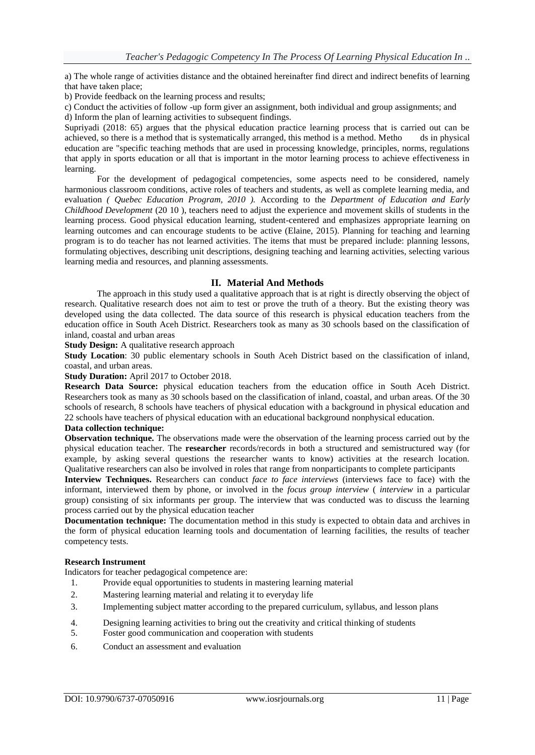a) The whole range of activities distance and the obtained hereinafter find direct and indirect benefits of learning that have taken place;

b) Provide feedback on the learning process and results;

c) Conduct the activities of follow -up form giver an assignment, both individual and group assignments; and

d) Inform the plan of learning activities to subsequent findings.

Supriyadi (2018: 65) argues that the physical education practice learning process that is carried out can be achieved, so there is a method that is systematically arranged, this method is a method. Metho ds in physical education are "specific teaching methods that are used in processing knowledge, principles, norms, regulations that apply in sports education or all that is important in the motor learning process to achieve effectiveness in learning.

For the development of pedagogical competencies, some aspects need to be considered, namely harmonious classroom conditions, active roles of teachers and students, as well as complete learning media, and evaluation *( Quebec Education Program, 2010 ).* According to the *Department of Education and Early Childhood Development* (20 10 ), teachers need to adjust the experience and movement skills of students in the learning process. Good physical education learning, student-centered and emphasizes appropriate learning on learning outcomes and can encourage students to be active (Elaine, 2015). Planning for teaching and learning program is to do teacher has not learned activities. The items that must be prepared include: planning lessons, formulating objectives, describing unit descriptions, designing teaching and learning activities, selecting various learning media and resources, and planning assessments.

## II. Material And Methods

The approach in this study used a qualitative approach that is at right is directly observing the object of research. Qualitative research does not aim to test or prove the truth of a theory. But the existing theory was developed using the data collected. The data source of this research is physical education teachers from the education office in South Aceh District. Researchers took as many as 30 schools based on the classification of inland, coastal and urban areas

**Study Design:** A qualitative research approach

**Study Location**: 30 public elementary schools in South Aceh District based on the classification of inland, coastal, and urban areas.

**Study Duration:** April 2017 to October 2018.

**Research Data Source:** physical education teachers from the education office in South Aceh District. Researchers took as many as 30 schools based on the classification of inland, coastal, and urban areas. Of the 30 schools of research, 8 schools have teachers of physical education with a background in physical education and 22 schools have teachers of physical education with an educational background nonphysical education.

**Data collection technique:**

**Observation technique.** The observations made were the observation of the learning process carried out by the physical education teacher. The **researcher** records/records in both a structured and semistructured way (for example, by asking several questions the researcher wants to know) activities at the research location. Qualitative researchers can also be involved in roles that range from nonparticipants to complete participants

**Interview Techniques.** Researchers can conduct *face to face interviews* (interviews face to face) with the informant, interviewed them by phone, or involved in the *focus group interview* ( *interview* in a particular group) consisting of six informants per group. The interview that was conducted was to discuss the learning process carried out by the physical education teacher

**Documentation technique:** The documentation method in this study is expected to obtain data and archives in the form of physical education learning tools and documentation of learning facilities, the results of teacher competency tests.

**Research Instrument**

Indicators for teacher pedagogical competence are:

1. Provide equal opportunities to students in mastering learning material
2. Mastering learning material and relating it to everyday life
3. Implementing subject matter according to the prepared curriculum, syllabus, and lesson plans
4. Designing learning activities to bring out the creativity and critical thinking of students
5. Foster good communication and cooperation with students
6. Conduct an assessment and evaluation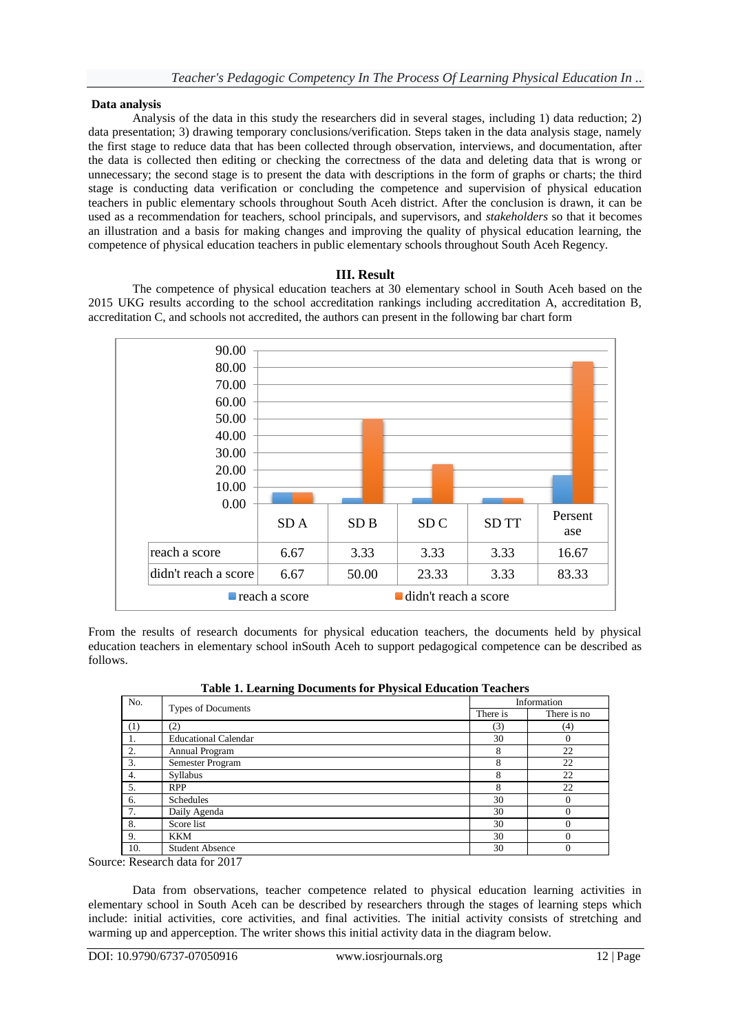### Data analysis

Analysis of the data in this study the researchers did in several stages, including 1) data reduction; 2) data presentation; 3) drawing temporary conclusions/verification. Steps taken in the data analysis stage, namely the first stage to reduce data that has been collected through observation, interviews, and documentation, after the data is collected then editing or checking the correctness of the data and deleting data that is wrong or unnecessary; the second stage is to present the data with descriptions in the form of graphs or charts; the third stage is conducting data verification or concluding the competence and supervision of physical education teachers in public elementary schools throughout South Aceh district. After the conclusion is drawn, it can be used as a recommendation for teachers, school principals, and supervisors, and *stakeholders* so that it becomes an illustration and a basis for making changes and improving the quality of physical education learning, the competence of physical education teachers in public elementary schools throughout South Aceh Regency.

## III. Result

The competence of physical education teachers at 30 elementary school in South Aceh based on the 2015 UKG results according to the school accreditation rankings including accreditation A, accreditation B, accreditation C, and schools not accredited, the authors can present in the following bar chart form

| | SD A | SD B | SD C | SD TT | Persentase |
|---|---|---|---|---|---|
| reach a score | 6.67 | 3.33 | 3.33 | 3.33 | 16.67 |
| didn't reach a score | 6.67 | 50.00 | 23.33 | 3.33 | 83.33 |

From the results of research documents for physical education teachers, the documents held by physical education teachers in elementary school inSouth Aceh to support pedagogical competence can be described as follows.

**Table 1. Learning Documents for Physical Education Teachers**

| No. | Types of Documents | Information | |
|---|---|---|---|
| | | There is | There is no |
| (1) | (2) | (3) | (4) |
| 1. | Educational Calendar | 30 | 0 |
| 2. | Annual Program | 8 | 22 |
| 3. | Semester Program | 8 | 22 |
| 4. | Syllabus | 8 | 22 |
| 5. | RPP | 8 | 22 |
| 6. | Schedules | 30 | 0 |
| 7. | Daily Agenda | 30 | 0 |
| 8. | Score list | 30 | 0 |
| 9. | KKM | 30 | 0 |
| 10. | Student Absence | 30 | 0 |

Source: Research data for 2017

Data from observations, teacher competence related to physical education learning activities in elementary school in South Aceh can be described by researchers through the stages of learning steps which include: initial activities, core activities, and final activities. The initial activity consists of stretching and warming up and apperception. The writer shows this initial activity data in the diagram below.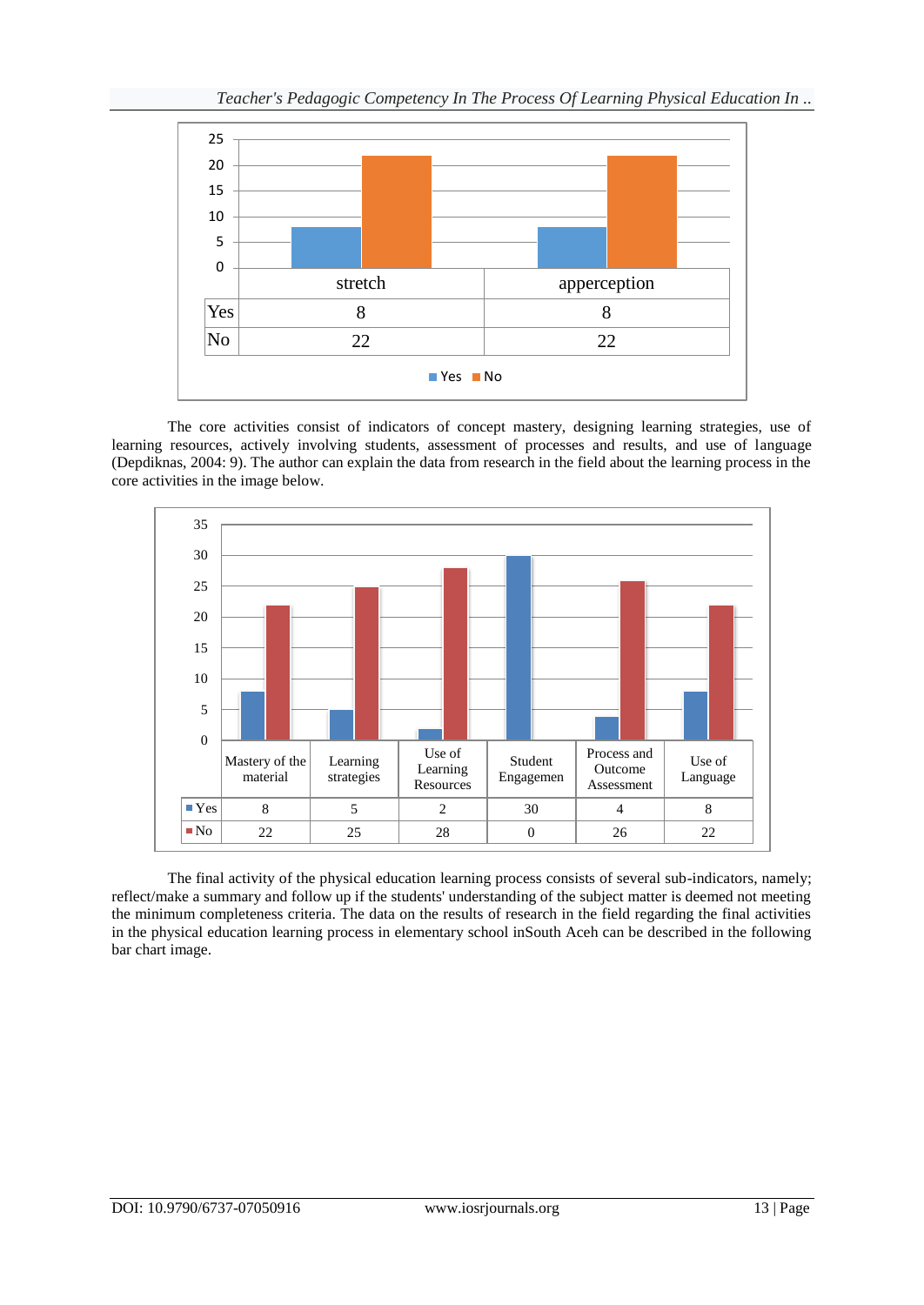|  | stretch | apperception |
|---|---|---|
| Yes | 8 | 8 |
| No | 22 | 22 |

The core activities consist of indicators of concept mastery, designing learning strategies, use of learning resources, actively involving students, assessment of processes and results, and use of language (Depdiknas, 2004: 9). The author can explain the data from research in the field about the learning process in the core activities in the image below.

|  | Mastery of the material | Learning strategies | Use of Learning Resources | Student Engagemen | Process and Outcome Assessment | Use of Language |
|---|---|---|---|---|---|---|
| Yes | 8 | 5 | 2 | 30 | 4 | 8 |
| No | 22 | 25 | 28 | 0 | 26 | 22 |

The final activity of the physical education learning process consists of several sub-indicators, namely; reflect/make a summary and follow up if the students' understanding of the subject matter is deemed not meeting the minimum completeness criteria. The data on the results of research in the field regarding the final activities in the physical education learning process in elementary school inSouth Aceh can be described in the following bar chart image.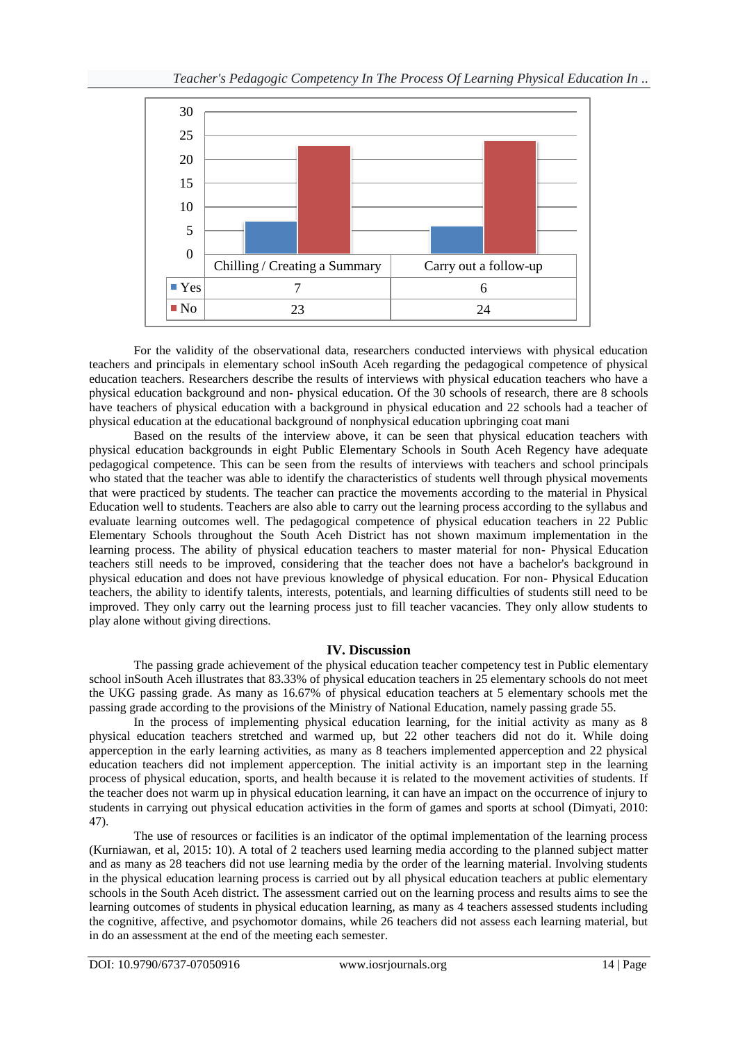| | Chilling / Creating a Summary | Carry out a follow-up |
|---|---|---|
| Yes | 7 | 6 |
| No | 23 | 24 |

For the validity of the observational data, researchers conducted interviews with physical education teachers and principals in elementary school inSouth Aceh regarding the pedagogical competence of physical education teachers. Researchers describe the results of interviews with physical education teachers who have a physical education background and non- physical education. Of the 30 schools of research, there are 8 schools have teachers of physical education with a background in physical education and 22 schools had a teacher of physical education at the educational background of nonphysical education upbringing coat mani

Based on the results of the interview above, it can be seen that physical education teachers with physical education backgrounds in eight Public Elementary Schools in South Aceh Regency have adequate pedagogical competence. This can be seen from the results of interviews with teachers and school principals who stated that the teacher was able to identify the characteristics of students well through physical movements that were practiced by students. The teacher can practice the movements according to the material in Physical Education well to students. Teachers are also able to carry out the learning process according to the syllabus and evaluate learning outcomes well. The pedagogical competence of physical education teachers in 22 Public Elementary Schools throughout the South Aceh District has not shown maximum implementation in the learning process. The ability of physical education teachers to master material for non- Physical Education teachers still needs to be improved, considering that the teacher does not have a bachelor's background in physical education and does not have previous knowledge of physical education. For non- Physical Education teachers, the ability to identify talents, interests, potentials, and learning difficulties of students still need to be improved. They only carry out the learning process just to fill teacher vacancies. They only allow students to play alone without giving directions.

## IV. Discussion

The passing grade achievement of the physical education teacher competency test in Public elementary school inSouth Aceh illustrates that 83.33% of physical education teachers in 25 elementary schools do not meet the UKG passing grade. As many as 16.67% of physical education teachers at 5 elementary schools met the passing grade according to the provisions of the Ministry of National Education, namely passing grade 55.

In the process of implementing physical education learning, for the initial activity as many as 8 physical education teachers stretched and warmed up, but 22 other teachers did not do it. While doing apperception in the early learning activities, as many as 8 teachers implemented apperception and 22 physical education teachers did not implement apperception. The initial activity is an important step in the learning process of physical education, sports, and health because it is related to the movement activities of students. If the teacher does not warm up in physical education learning, it can have an impact on the occurrence of injury to students in carrying out physical education activities in the form of games and sports at school (Dimyati, 2010: 47).

The use of resources or facilities is an indicator of the optimal implementation of the learning process (Kurniawan, et al, 2015: 10). A total of 2 teachers used learning media according to the planned subject matter and as many as 28 teachers did not use learning media by the order of the learning material. Involving students in the physical education learning process is carried out by all physical education teachers at public elementary schools in the South Aceh district. The assessment carried out on the learning process and results aims to see the learning outcomes of students in physical education learning, as many as 4 teachers assessed students including the cognitive, affective, and psychomotor domains, while 26 teachers did not assess each learning material, but in do an assessment at the end of the meeting each semester.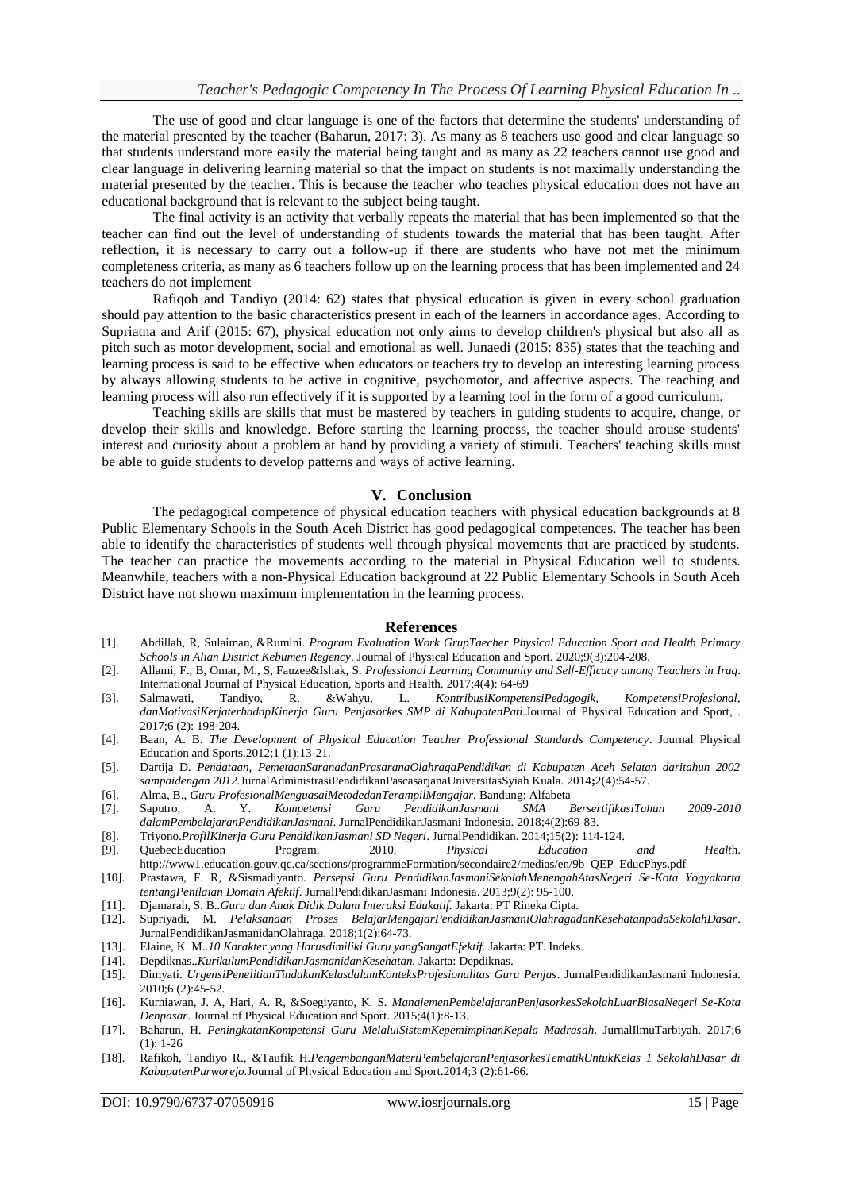The use of good and clear language is one of the factors that determine the students' understanding of the material presented by the teacher (Baharun, 2017: 3). As many as 8 teachers use good and clear language so that students understand more easily the material being taught and as many as 22 teachers cannot use good and clear language in delivering learning material so that the impact on students is not maximally understanding the material presented by the teacher. This is because the teacher who teaches physical education does not have an educational background that is relevant to the subject being taught.

The final activity is an activity that verbally repeats the material that has been implemented so that the teacher can find out the level of understanding of students towards the material that has been taught. After reflection, it is necessary to carry out a follow-up if there are students who have not met the minimum completeness criteria, as many as 6 teachers follow up on the learning process that has been implemented and 24 teachers do not implement

Rafiqoh and Tandiyo (2014: 62) states that physical education is given in every school graduation should pay attention to the basic characteristics present in each of the learners in accordance ages. According to Supriatna and Arif (2015: 67), physical education not only aims to develop children's physical but also all as pitch such as motor development, social and emotional as well. Junaedi (2015: 835) states that the teaching and learning process is said to be effective when educators or teachers try to develop an interesting learning process by always allowing students to be active in cognitive, psychomotor, and affective aspects. The teaching and learning process will also run effectively if it is supported by a learning tool in the form of a good curriculum.

Teaching skills are skills that must be mastered by teachers in guiding students to acquire, change, or develop their skills and knowledge. Before starting the learning process, the teacher should arouse students' interest and curiosity about a problem at hand by providing a variety of stimuli. Teachers' teaching skills must be able to guide students to develop patterns and ways of active learning.

## V. Conclusion

The pedagogical competence of physical education teachers with physical education backgrounds at 8 Public Elementary Schools in the South Aceh District has good pedagogical competences. The teacher has been able to identify the characteristics of students well through physical movements that are practiced by students. The teacher can practice the movements according to the material in Physical Education well to students. Meanwhile, teachers with a non-Physical Education background at 22 Public Elementary Schools in South Aceh District have not shown maximum implementation in the learning process.

## References

[1]. Abdillah, R, Sulaiman, &Rumini. *Program Evaluation Work GrupTaecher Physical Education Sport and Health Primary Schools in Alian District Kebumen Regency*. Journal of Physical Education and Sport. 2020;9(3):204-208.

[2]. Allami, F., B, Omar, M., S, Fauzee&Ishak, S. *Professional Learning Community and Self-Efficacy among Teachers in Iraq*. International Journal of Physical Education, Sports and Health. 2017;4(4): 64-69

[3]. Salmawati, Tandiyo, R. &Wahyu, L. *KontribusiKompetensiPedagogik, KompetensiProfesional, danMotivasiKerjaterhadapKinerja Guru Penjasorkes SMP di KabupatenPati*.Journal of Physical Education and Sport, . 2017;6 (2): 198-204.

[4]. Baan, A. B. *The Development of Physical Education Teacher Professional Standards Competency*. Journal Physical Education and Sports.2012;1 (1):13-21.

[5]. Dartija D. *Pendataan, PemetaanSaranadanPrasaranaOlahragaPendidikan di Kabupaten Aceh Selatan daritahun 2002 sampaidengan 2012*.JurnalAdministrasiPendidikanPascasarjanaUniversitasSyiah Kuala. 2014**;**2(4):54-57.

[6]. Alma, B., *Guru ProfesionalMenguasaiMetodedanTerampilMengajar*. Bandung: Alfabeta

[7]. Saputro, A. Y. *Kompetensi Guru PendidikanJasmani SMA BersertifikasiTahun 2009-2010 dalamPembelajaranPendidikanJasmani*. JurnalPendidikanJasmani Indonesia. 2018;4(2):69-83.

[8]. Triyono.*ProfilKinerja Guru PendidikanJasmani SD Negeri*. JurnalPendidikan. 2014;15(2): 114-124.

[9]. QuebecEducation Program. 2010. *Physical Education and Health*. http://www1.education.gouv.qc.ca/sections/programmeFormation/secondaire2/medias/en/9b_QEP_EducPhys.pdf

[10]. Prastawa, F. R, &Sismadiyanto. *Persepsi Guru PendidikanJasmaniSekolahMenengahAtasNegeri Se-Kota Yogyakarta tentangPenilaian Domain Afektif*. JurnalPendidikanJasmani Indonesia. 2013;9(2): 95-100.

[11]. Djamarah, S. B..*Guru dan Anak Didik Dalam Interaksi Edukatif.* Jakarta: PT Rineka Cipta.

[12]. Supriyadi, M. *Pelaksanaan Proses BelajarMengajarPendidikanJasmaniOlahragadanKesehatanpadaSekolahDasar*. JurnalPendidikanJasmanidanOlahraga. 2018;1(2):64-73.

[13]. Elaine, K. M..*10 Karakter yang Harusdimiliki Guru yangSangatEfektif.* Jakarta: PT. Indeks.

[14]. Depdiknas..*KurikulumPendidikanJasmanidanKesehatan.* Jakarta: Depdiknas.

[15]. Dimyati. *UrgensiPenelitianTindakanKelasdalamKonteksProfesionalitas Guru Penjas*. JurnalPendidikanJasmani Indonesia. 2010;6 (2):45-52.

[16]. Kurniawan, J. A, Hari, A. R, &Soegiyanto, K. S. *ManajemenPembelajaranPenjasorkesSekolahLuarBiasaNegeri Se-Kota Denpasar*. Journal of Physical Education and Sport. 2015;4(1):8-13.

[17]. Baharun, H. *PeningkatanKompetensi Guru MelaluiSistemKepemimpinanKepala Madrasah*. JurnalIlmuTarbiyah. 2017;6 (1): 1-26

[18]. Rafikoh, Tandiyo R., &Taufik H.*PengembanganMateriPembelajaranPenjasorkesTematikUntukKelas 1 SekolahDasar di KabupatenPurworejo*.Journal of Physical Education and Sport.2014;3 (2):61-66.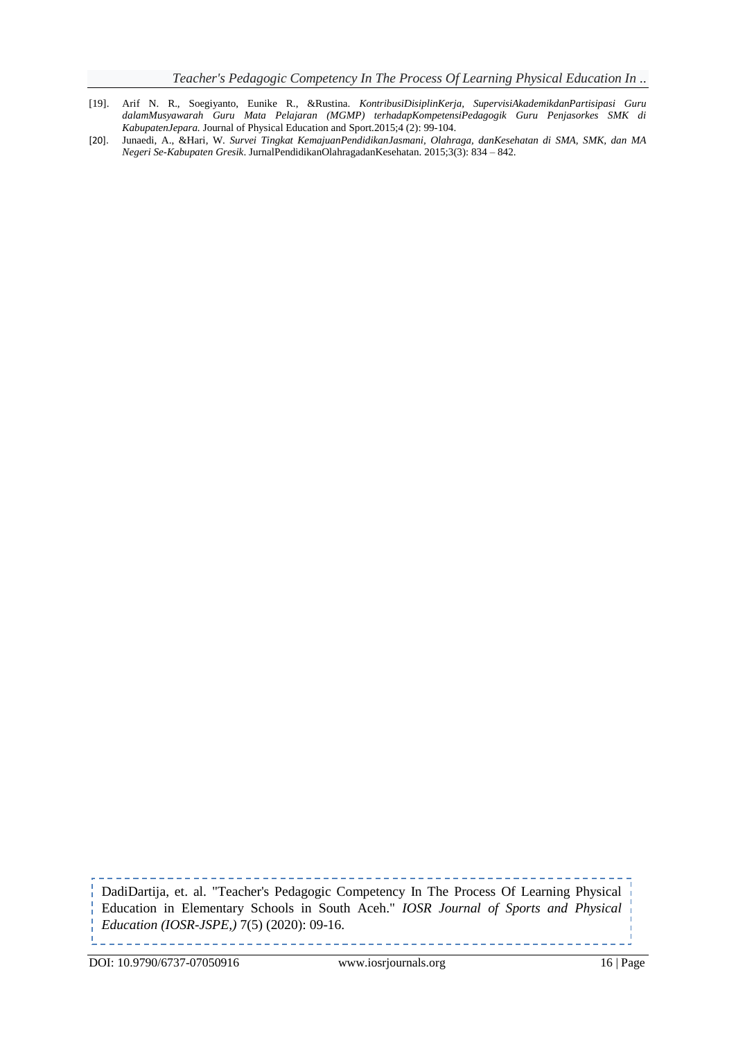[19]. Arif N. R., Soegiyanto, Eunike R., &Rustina. *KontribusiDisiplinKerja, SupervisiAkademikdanPartisipasi Guru dalamMusyawarah Guru Mata Pelajaran (MGMP) terhadapKompetensiPedagogik Guru Penjasorkes SMK di KabupatenJepara.* Journal of Physical Education and Sport.2015;4 (2): 99-104.

[20]. Junaedi, A., &Hari, W. *Survei Tingkat KemajuanPendidikanJasmani, Olahraga, danKesehatan di SMA, SMK, dan MA Negeri Se-Kabupaten Gresik*. JurnalPendidikanOlahragadanKesehatan. 2015;3(3): 834 – 842.

DadiDartija, et. al. "Teacher's Pedagogic Competency In The Process Of Learning Physical Education in Elementary Schools in South Aceh." *IOSR Journal of Sports and Physical Education (IOSR-JSPE,)* 7(5) (2020): 09-16.